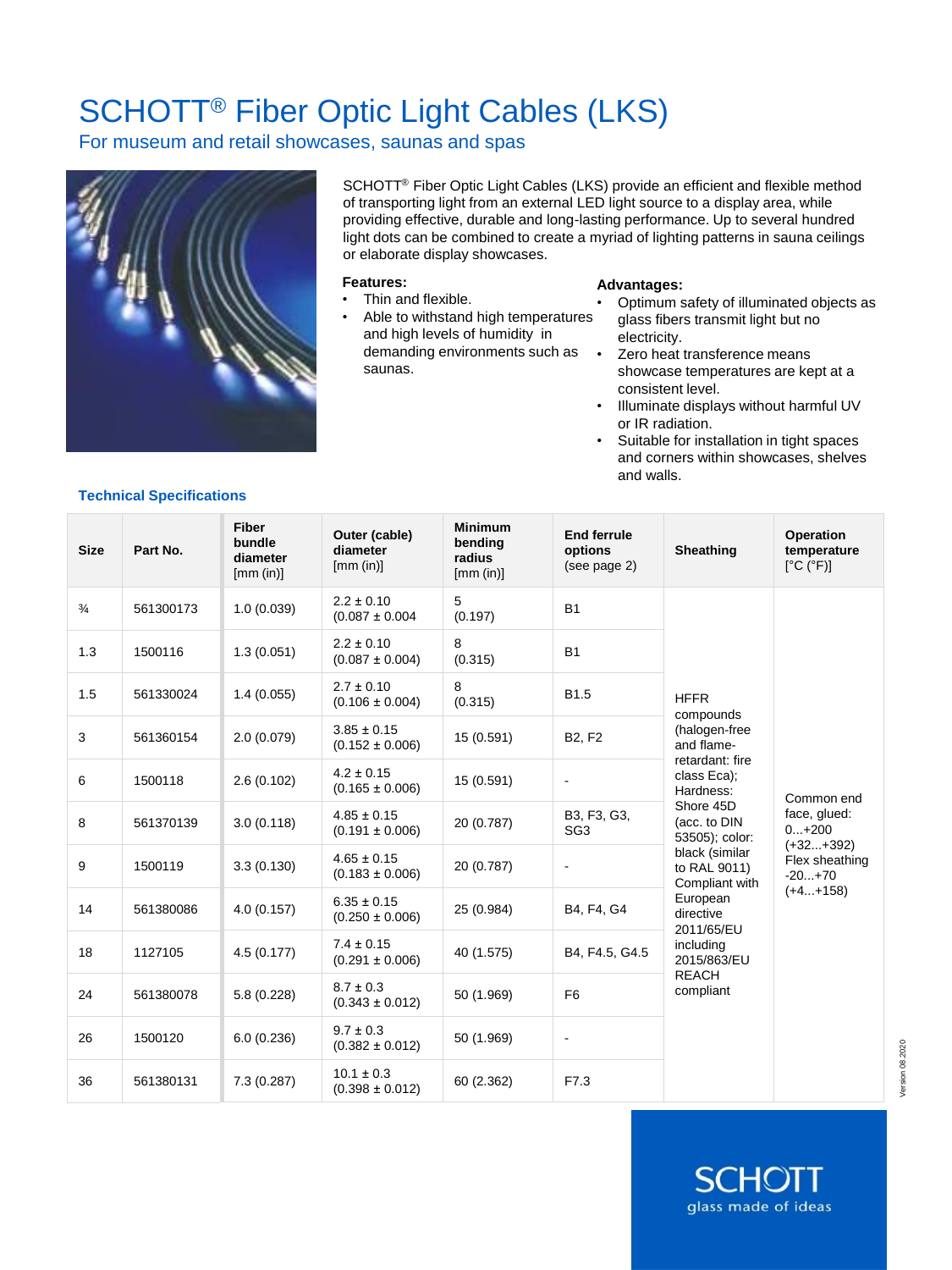# SCHOTT® Fiber Optic Light Cables (LKS)

## For museum and retail showcases, saunas and spas

SCHOTT® Fiber Optic Light Cables (LKS) provide an efficient and flexible method of transporting light from an external LED light source to a display area, while providing effective, durable and long-lasting performance. Up to several hundred light dots can be combined to create a myriad of lighting patterns in sauna ceilings or elaborate display showcases.

**Features:**

- Thin and flexible.
- Able to withstand high temperatures and high levels of humidity in demanding environments such as saunas.

**Advantages:**

- Optimum safety of illuminated objects as glass fibers transmit light but no electricity.
- Zero heat transference means showcase temperatures are kept at a consistent level.
- Illuminate displays without harmful UV or IR radiation.
- Suitable for installation in tight spaces and corners within showcases, shelves and walls.

### Technical Specifications

| Size | Part No. | Fiber bundle diameter [mm (in)] | Outer (cable) diameter [mm (in)] | Minimum bending radius [mm (in)] | End ferrule options (see page 2) | Sheathing | Operation temperature [°C (°F)] |
|---|---|---|---|---|---|---|---|
| ¾ | 561300173 | 1.0 (0.039) | 2.2 ± 0.10 (0.087 ± 0.004 | 5 (0.197) | B1 | HFFR compounds (halogen-free and flame-retardant: fire class Eca); Hardness: Shore 45D (acc. to DIN 53505); color: black (similar to RAL 9011) Compliant with European directive 2011/65/EU including 2015/863/EU REACH compliant | Common end face, glued: 0...+200 (+32...+392) Flex sheathing -20...+70 (+4...+158) |
| 1.3 | 1500116 | 1.3 (0.051) | 2.2 ± 0.10 (0.087 ± 0.004) | 8 (0.315) | B1 | | |
| 1.5 | 561330024 | 1.4 (0.055) | 2.7 ± 0.10 (0.106 ± 0.004) | 8 (0.315) | B1.5 | | |
| 3 | 561360154 | 2.0 (0.079) | 3.85 ± 0.15 (0.152 ± 0.006) | 15 (0.591) | B2, F2 | | |
| 6 | 1500118 | 2.6 (0.102) | 4.2 ± 0.15 (0.165 ± 0.006) | 15 (0.591) | - | | |
| 8 | 561370139 | 3.0 (0.118) | 4.85 ± 0.15 (0.191 ± 0.006) | 20 (0.787) | B3, F3, G3, SG3 | | |
| 9 | 1500119 | 3.3 (0.130) | 4.65 ± 0.15 (0.183 ± 0.006) | 20 (0.787) | - | | |
| 14 | 561380086 | 4.0 (0.157) | 6.35 ± 0.15 (0.250 ± 0.006) | 25 (0.984) | B4, F4, G4 | | |
| 18 | 1127105 | 4.5 (0.177) | 7.4 ± 0.15 (0.291 ± 0.006) | 40 (1.575) | B4, F4.5, G4.5 | | |
| 24 | 561380078 | 5.8 (0.228) | 8.7 ± 0.3 (0.343 ± 0.012) | 50 (1.969) | F6 | | |
| 26 | 1500120 | 6.0 (0.236) | 9.7 ± 0.3 (0.382 ± 0.012) | 50 (1.969) | - | | |
| 36 | 561380131 | 7.3 (0.287) | 10.1 ± 0.3 (0.398 ± 0.012) | 60 (2.362) | F7.3 | | |

Version 08 2020

SCHOTT
glass made of ideas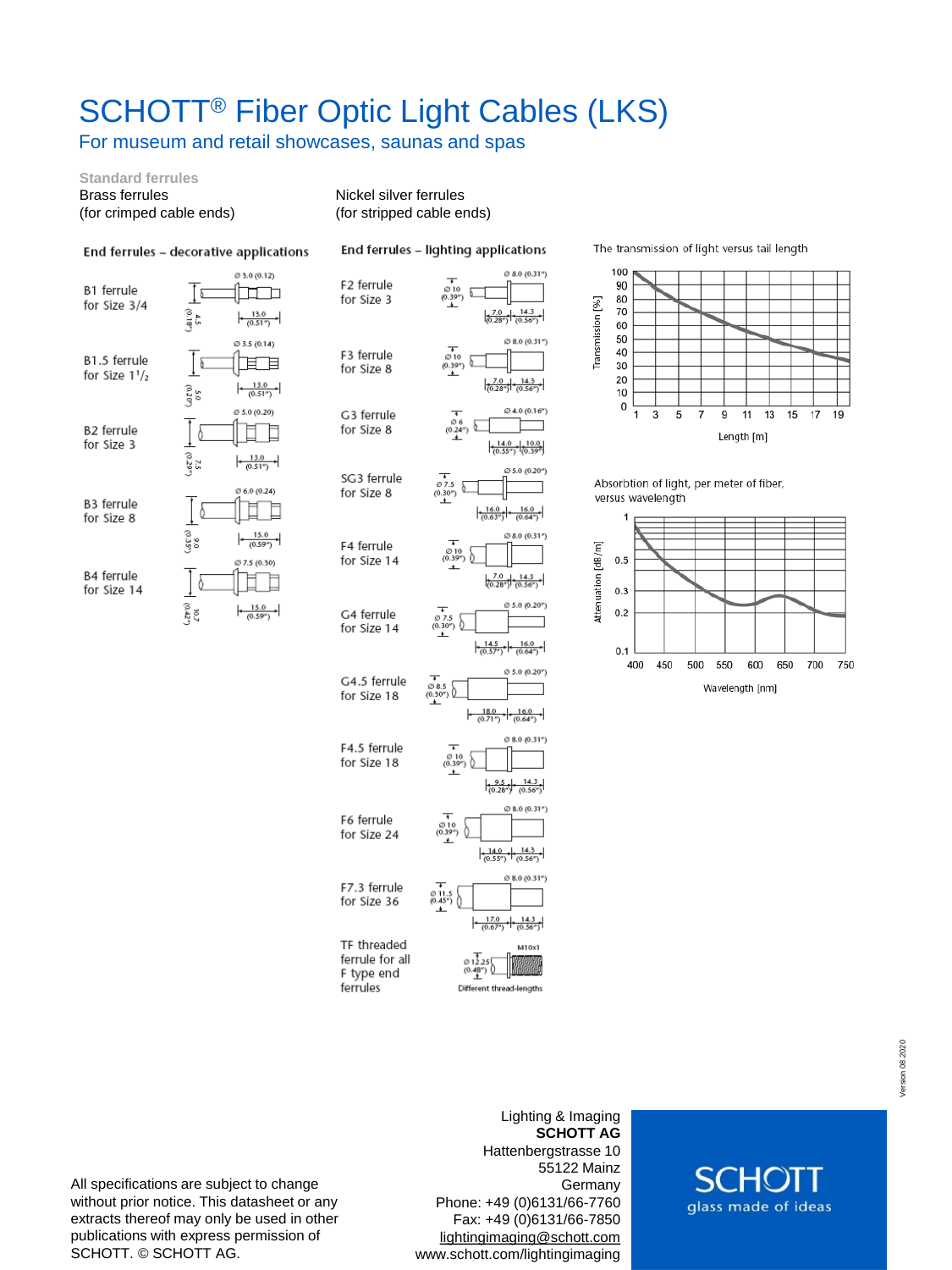# SCHOTT® Fiber Optic Light Cables (LKS)

## For museum and retail showcases, saunas and spas

**Standard ferrules**

Brass ferrules
(for crimped cable ends)

Nickel silver ferrules
(for stripped cable ends)

### End ferrules – decorative applications

B1 ferrule
for Size 3/4

Ø 3.0 (0.12)
4.5 (0.18")
13.0 (0.51")

B1.5 ferrule
for Size $1^1/_2$

Ø 3.5 (0.14)
5.0 (0.20")
13.0 (0.51")

B2 ferrule
for Size 3

Ø 5.0 (0.20)
7.5 (0.29")
13.0 (0.51")

B3 ferrule
for Size 8

Ø 6.0 (0.24)
9.0 (0.35")
15.0 (0.59")

B4 ferrule
for Size 14

Ø 7.5 (0.30)
10.7 (0.42")
15.0 (0.59")

### End ferrules – lighting applications

F2 ferrule
for Size 3

Ø 8.0 (0.31")
Ø 10 (0.39")
7.0 (0.28") 14.3 (0.56")

F3 ferrule
for Size 8

Ø 8.0 (0.31")
Ø 10 (0.39")
7.0 (0.28") 14.3 (0.56")

G3 ferrule
for Size 8

Ø 4.0 (0.16")
Ø 6 (0.24")
14.0 (0.55") 10.0 (0.39")

SG3 ferrule
for Size 8

Ø 5.0 (0.20")
Ø 7.5 (0.30")
16.0 (0.63") 16.0 (0.64")

F4 ferrule
for Size 14

Ø 8.0 (0.31")
Ø 10 (0.39")
7.0 (0.28") 14.3 (0.56")

G4 ferrule
for Size 14

Ø 5.0 (0.20")
Ø 7.5 (0.30")
14.5 (0.57") 16.0 (0.64")

G4.5 ferrule
for Size 18

Ø 5.0 (0.20")
Ø 8.5 (0.30")
18.0 (0.71") 16.0 (0.64")

F4.5 ferrule
for Size 18

Ø 8.0 (0.31")
Ø 10 (0.39")
9.5 (0.28") 14.3 (0.56")

F6 ferrule
for Size 24

Ø 8.0 (0.31")
Ø 10 (0.39")
14.0 (0.55") 14.3 (0.56")

F7.3 ferrule
for Size 36

Ø 8.0 (0.31")
Ø 11.5 (0.45")
17.0 (0.67") 14.3 (0.56")

TF threaded
ferrule for all
F type end
ferrules

M10x1
Ø 12.25 (0.48")
Different thread-lengths

The transmission of light versus tail length

Transmission [%]
100 90 80 70 60 50 40 30 20 10 0
1 3 5 7 9 11 13 15 17 19
Length [m]

Absorbtion of light, per meter of fiber, versus wavelength

Attenuation [dB/m]
1 0.5 0.3 0.2 0.1
400 450 500 550 600 650 700 750
Wavelength [nm]

All specifications are subject to change without prior notice. This datasheet or any extracts thereof may only be used in other publications with express permission of SCHOTT. © SCHOTT AG.

Lighting & Imaging
**SCHOTT AG**
Hattenbergstrasse 10
55122 Mainz
Germany
Phone: +49 (0)6131/66-7760
Fax: +49 (0)6131/66-7850
lightingimaging@schott.com
www.schott.com/lightingimaging

SCHOTT
glass made of ideas

Version 08.2020